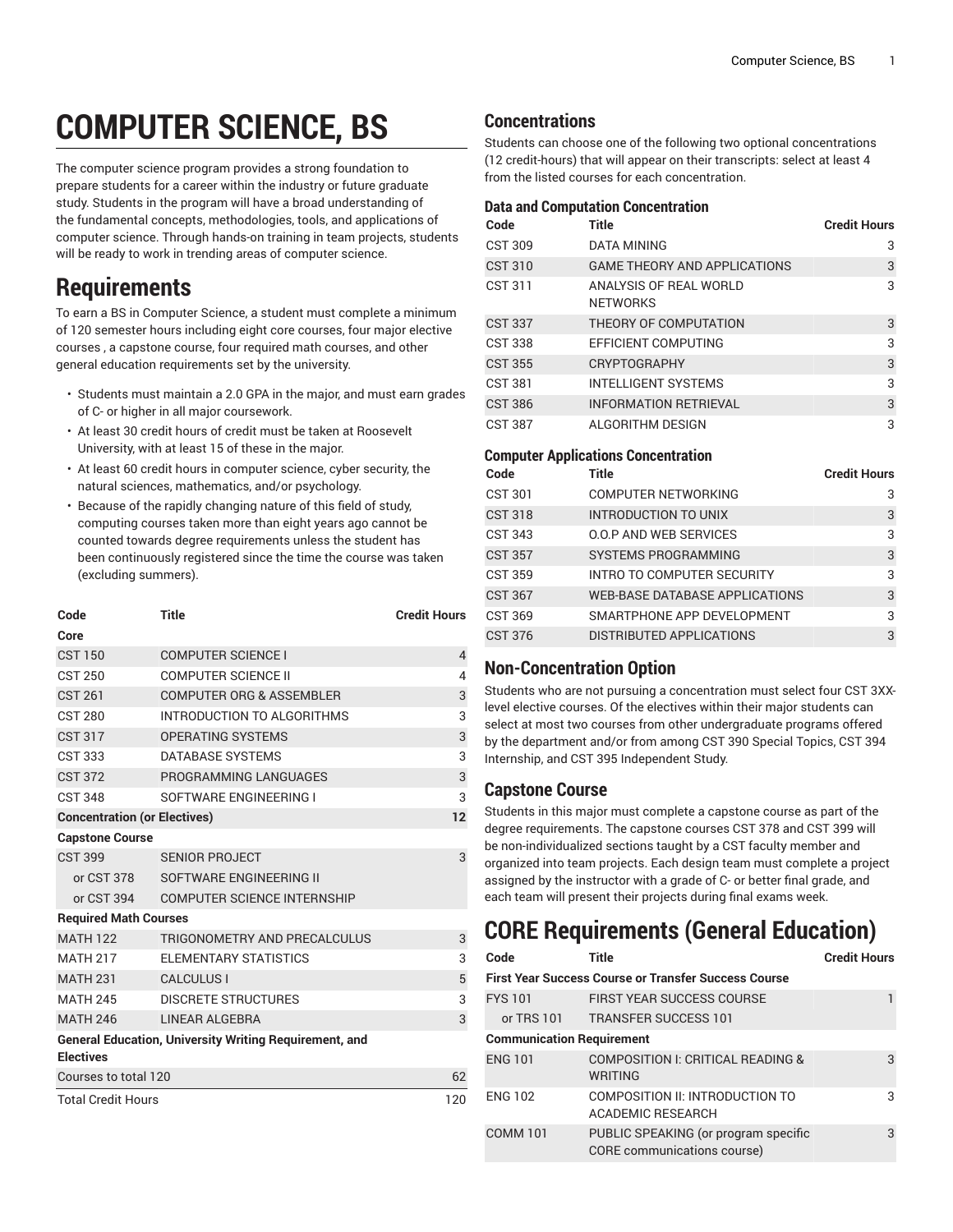# COMPUTER SCIENCE, BS

The computer science program provides a strong foundation to prepare students for a career within the industry or future graduate study. Students in the program will have a broad understanding of the fundamental concepts, methodologies, tools, and applications of computer science. Through hands-on training in team projects, students will be ready to work in trending areas of computer science.

# Requirements

To earn a BS in Computer Science, a student must complete a minimum of 120 semester hours including eight core courses, four major elective courses , a capstone course, four required math courses, and other general education requirements set by the university.

- Students must maintain a 2.0 GPA in the major, and must earn grades of C- or higher in all major coursework.
- At least 30 credit hours of credit must be taken at Roosevelt University, with at least 15 of these in the major.
- At least 60 credit hours in computer science, cyber security, the natural sciences, mathematics, and/or psychology.
- Because of the rapidly changing nature of this field of study, computing courses taken more than eight years ago cannot be counted towards degree requirements unless the student has been continuously registered since the time the course was taken (excluding summers).

| Code | Title | Credit Hours |
|---|---|---|
| **Core** | | |
| CST 150 | COMPUTER SCIENCE I | 4 |
| CST 250 | COMPUTER SCIENCE II | 4 |
| CST 261 | COMPUTER ORG & ASSEMBLER | 3 |
| CST 280 | INTRODUCTION TO ALGORITHMS | 3 |
| CST 317 | OPERATING SYSTEMS | 3 |
| CST 333 | DATABASE SYSTEMS | 3 |
| CST 372 | PROGRAMMING LANGUAGES | 3 |
| CST 348 | SOFTWARE ENGINEERING I | 3 |
| **Concentration (or Electives)** | | **12** |
| **Capstone Course** | | |
| CST 399 | SENIOR PROJECT | 3 |
| or CST 378 | SOFTWARE ENGINEERING II | |
| or CST 394 | COMPUTER SCIENCE INTERNSHIP | |
| **Required Math Courses** | | |
| MATH 122 | TRIGONOMETRY AND PRECALCULUS | 3 |
| MATH 217 | ELEMENTARY STATISTICS | 3 |
| MATH 231 | CALCULUS I | 5 |
| MATH 245 | DISCRETE STRUCTURES | 3 |
| MATH 246 | LINEAR ALGEBRA | 3 |
| **General Education, University Writing Requirement, and Electives** | | |
| Courses to total 120 | | 62 |
| Total Credit Hours | | 120 |

## Concentrations

Students can choose one of the following two optional concentrations (12 credit-hours) that will appear on their transcripts: select at least 4 from the listed courses for each concentration.

### Data and Computation Concentration

| Code | Title | Credit Hours |
|---|---|---|
| CST 309 | DATA MINING | 3 |
| CST 310 | GAME THEORY AND APPLICATIONS | 3 |
| CST 311 | ANALYSIS OF REAL WORLD NETWORKS | 3 |
| CST 337 | THEORY OF COMPUTATION | 3 |
| CST 338 | EFFICIENT COMPUTING | 3 |
| CST 355 | CRYPTOGRAPHY | 3 |
| CST 381 | INTELLIGENT SYSTEMS | 3 |
| CST 386 | INFORMATION RETRIEVAL | 3 |
| CST 387 | ALGORITHM DESIGN | 3 |

### Computer Applications Concentration

| Code | Title | Credit Hours |
|---|---|---|
| CST 301 | COMPUTER NETWORKING | 3 |
| CST 318 | INTRODUCTION TO UNIX | 3 |
| CST 343 | O.O.P AND WEB SERVICES | 3 |
| CST 357 | SYSTEMS PROGRAMMING | 3 |
| CST 359 | INTRO TO COMPUTER SECURITY | 3 |
| CST 367 | WEB-BASE DATABASE APPLICATIONS | 3 |
| CST 369 | SMARTPHONE APP DEVELOPMENT | 3 |
| CST 376 | DISTRIBUTED APPLICATIONS | 3 |

## Non-Concentration Option

Students who are not pursuing a concentration must select four CST 3XX-level elective courses. Of the electives within their major students can select at most two courses from other undergraduate programs offered by the department and/or from among CST 390 Special Topics, CST 394 Internship, and CST 395 Independent Study.

## Capstone Course

Students in this major must complete a capstone course as part of the degree requirements. The capstone courses CST 378 and CST 399 will be non-individualized sections taught by a CST faculty member and organized into team projects. Each design team must complete a project assigned by the instructor with a grade of C- or better final grade, and each team will present their projects during final exams week.

# CORE Requirements (General Education)

| Code | Title | Credit Hours |
|---|---|---|
| **First Year Success Course or Transfer Success Course** | | |
| FYS 101 | FIRST YEAR SUCCESS COURSE | 1 |
| or TRS 101 | TRANSFER SUCCESS 101 | |
| **Communication Requirement** | | |
| ENG 101 | COMPOSITION I: CRITICAL READING & WRITING | 3 |
| ENG 102 | COMPOSITION II: INTRODUCTION TO ACADEMIC RESEARCH | 3 |
| COMM 101 | PUBLIC SPEAKING (or program specific CORE communications course) | 3 |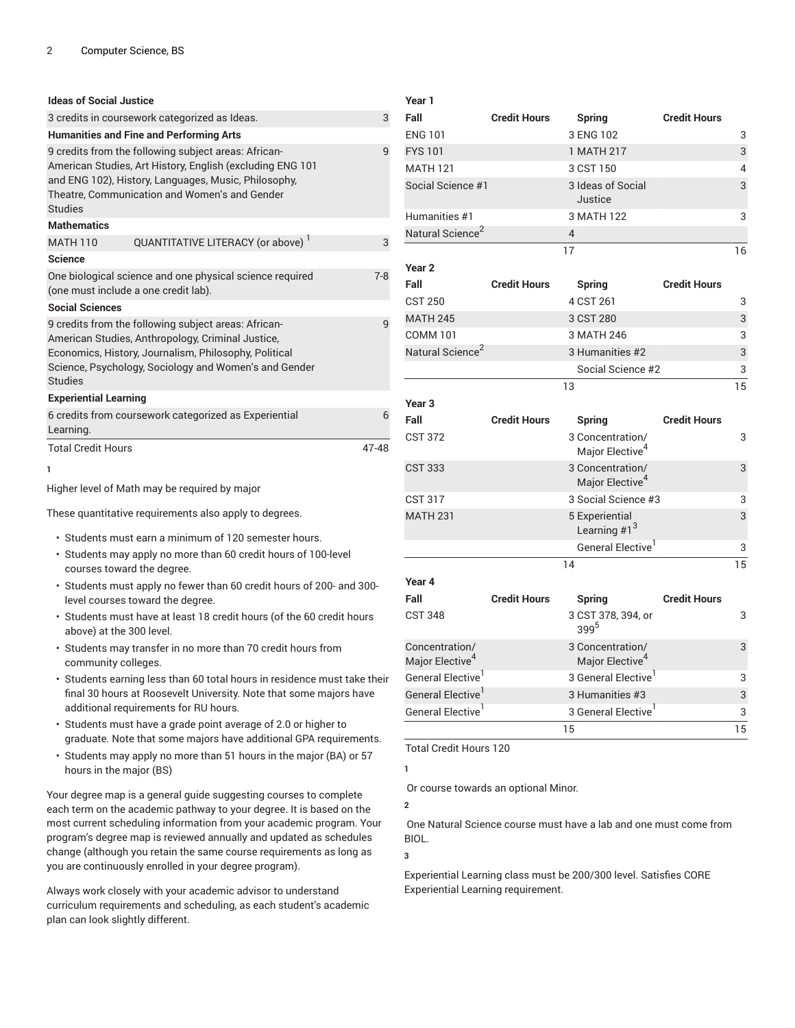| Ideas of Social Justice | | |
|---|---|---|
| 3 credits in coursework categorized as Ideas. | | 3 |
| **Humanities and Fine and Performing Arts** | | |
| 9 credits from the following subject areas: African-American Studies, Art History, English (excluding ENG 101 and ENG 102), History, Languages, Music, Philosophy, Theatre, Communication and Women's and Gender Studies | | 9 |
| **Mathematics** | | |
| MATH 110 | QUANTITATIVE LITERACY (or above) [1] | 3 |
| **Science** | | |
| One biological science and one physical science required (one must include a one credit lab). | | 7-8 |
| **Social Sciences** | | |
| 9 credits from the following subject areas: African-American Studies, Anthropology, Criminal Justice, Economics, History, Journalism, Philosophy, Political Science, Psychology, Sociology and Women's and Gender Studies | | 9 |
| **Experiential Learning** | | |
| 6 credits from coursework categorized as Experiential Learning. | | 6 |
| Total Credit Hours | | 47-48 |

1

Higher level of Math may be required by major

These quantitative requirements also apply to degrees.

- Students must earn a minimum of 120 semester hours.
- Students may apply no more than 60 credit hours of 100-level courses toward the degree.
- Students must apply no fewer than 60 credit hours of 200- and 300-level courses toward the degree.
- Students must have at least 18 credit hours (of the 60 credit hours above) at the 300 level.
- Students may transfer in no more than 70 credit hours from community colleges.
- Students earning less than 60 total hours in residence must take their final 30 hours at Roosevelt University. Note that some majors have additional requirements for RU hours.
- Students must have a grade point average of 2.0 or higher to graduate. Note that some majors have additional GPA requirements.
- Students may apply no more than 51 hours in the major (BA) or 57 hours in the major (BS)

Your degree map is a general guide suggesting courses to complete each term on the academic pathway to your degree. It is based on the most current scheduling information from your academic program. Your program's degree map is reviewed annually and updated as schedules change (although you retain the same course requirements as long as you are continuously enrolled in your degree program).

Always work closely with your academic advisor to understand curriculum requirements and scheduling, as each student's academic plan can look slightly different.

| Year 1 | | | |
|---|---|---|---|
| **Fall** | **Credit Hours** | **Spring** | **Credit Hours** |
| ENG 101 | 3 | ENG 102 | 3 |
| FYS 101 | 1 | MATH 217 | 3 |
| MATH 121 | 3 | CST 150 | 4 |
| Social Science #1 | 3 | Ideas of Social Justice | 3 |
| Humanities #1 | 3 | MATH 122 | 3 |
| Natural Science[2] | 4 | | |
| | 17 | | 16 |
| **Year 2** | | | |
| **Fall** | **Credit Hours** | **Spring** | **Credit Hours** |
| CST 250 | 4 | CST 261 | 3 |
| MATH 245 | 3 | CST 280 | 3 |
| COMM 101 | 3 | MATH 246 | 3 |
| Natural Science[2] | 3 | Humanities #2 | 3 |
| | | Social Science #2 | 3 |
| | 13 | | 15 |
| **Year 3** | | | |
| **Fall** | **Credit Hours** | **Spring** | **Credit Hours** |
| CST 372 | 3 | Concentration/ Major Elective[4] | 3 |
| CST 333 | 3 | Concentration/ Major Elective[4] | 3 |
| CST 317 | 3 | Social Science #3 | 3 |
| MATH 231 | 5 | Experiential Learning #1[3] | 3 |
| | | General Elective[1] | 3 |
| | 14 | | 15 |
| **Year 4** | | | |
| **Fall** | **Credit Hours** | **Spring** | **Credit Hours** |
| CST 348 | 3 | CST 378, 394, or 399[5] | 3 |
| Concentration/ Major Elective[4] | 3 | Concentration/ Major Elective[4] | 3 |
| General Elective[1] | 3 | General Elective[1] | 3 |
| General Elective[1] | 3 | Humanities #3 | 3 |
| General Elective[1] | 3 | General Elective[1] | 3 |
| | 15 | | 15 |

Total Credit Hours 120

1

Or course towards an optional Minor.

2

One Natural Science course must have a lab and one must come from BIOL.

3

Experiential Learning class must be 200/300 level. Satisfies CORE Experiential Learning requirement.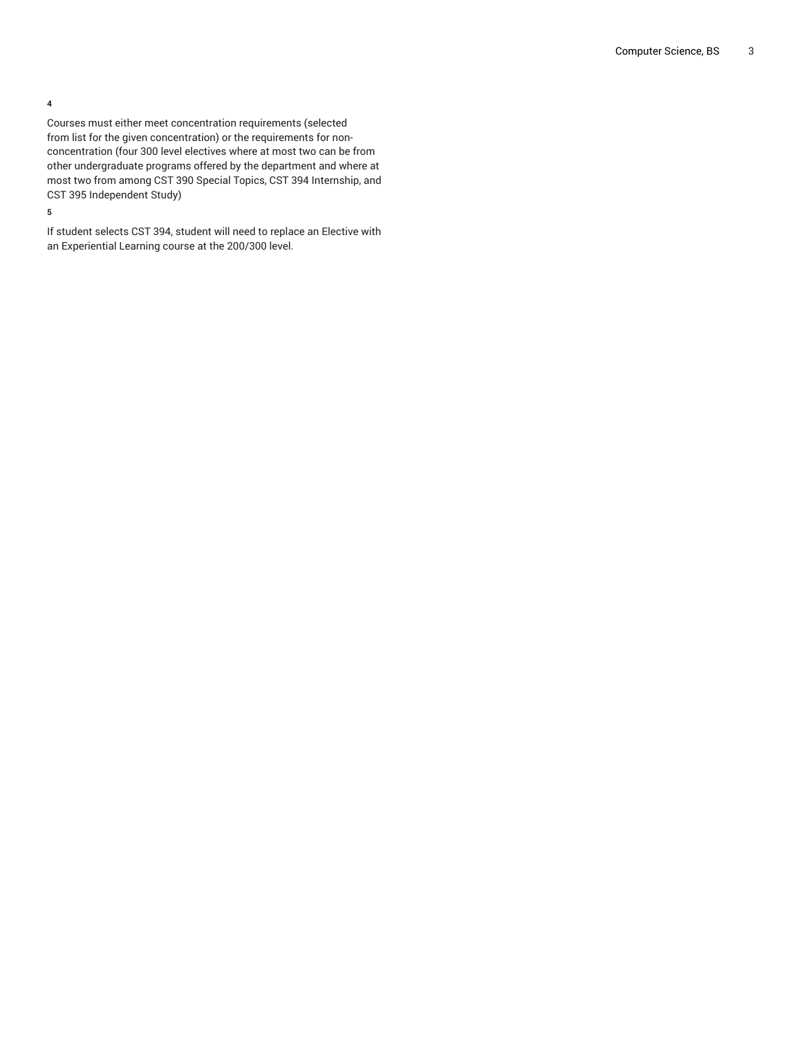**4**

Courses must either meet concentration requirements (selected from list for the given concentration) or the requirements for non-concentration (four 300 level electives where at most two can be from other undergraduate programs offered by the department and where at most two from among CST 390 Special Topics, CST 394 Internship, and CST 395 Independent Study)

**5**

If student selects CST 394, student will need to replace an Elective with an Experiential Learning course at the 200/300 level.